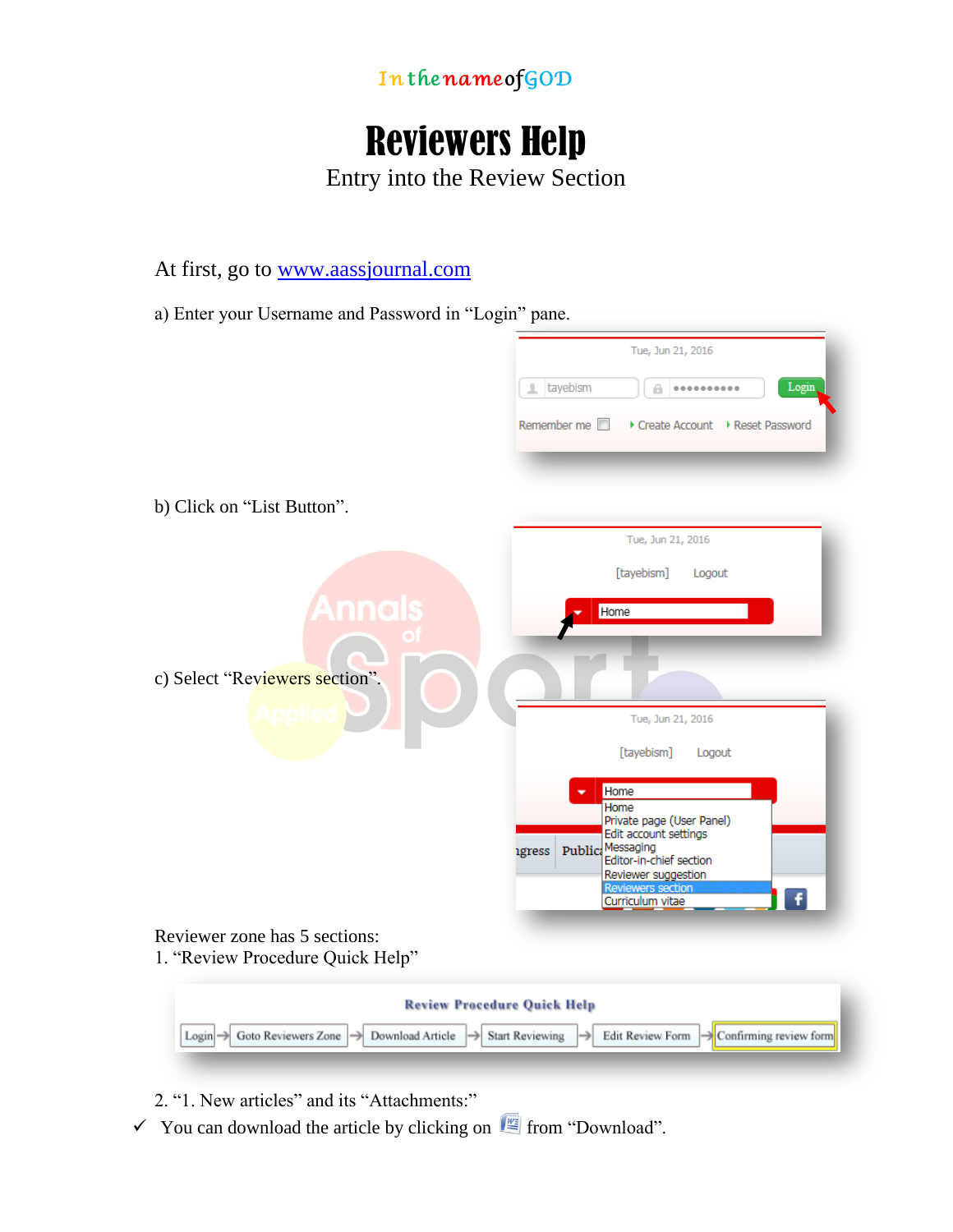In the name of GOD

# Reviewers Help

## Entry into the Review Section

At first, go to www.aassjournal.com

a) Enter your Username and Password in “Login” pane.

b) Click on “List Button”.

c) Select “Reviewers section”.

Reviewer zone has 5 sections:

1. “Review Procedure Quick Help”

2. “1. New articles” and its “Attachments:”

✓ You can download the article by clicking on  from “Download”.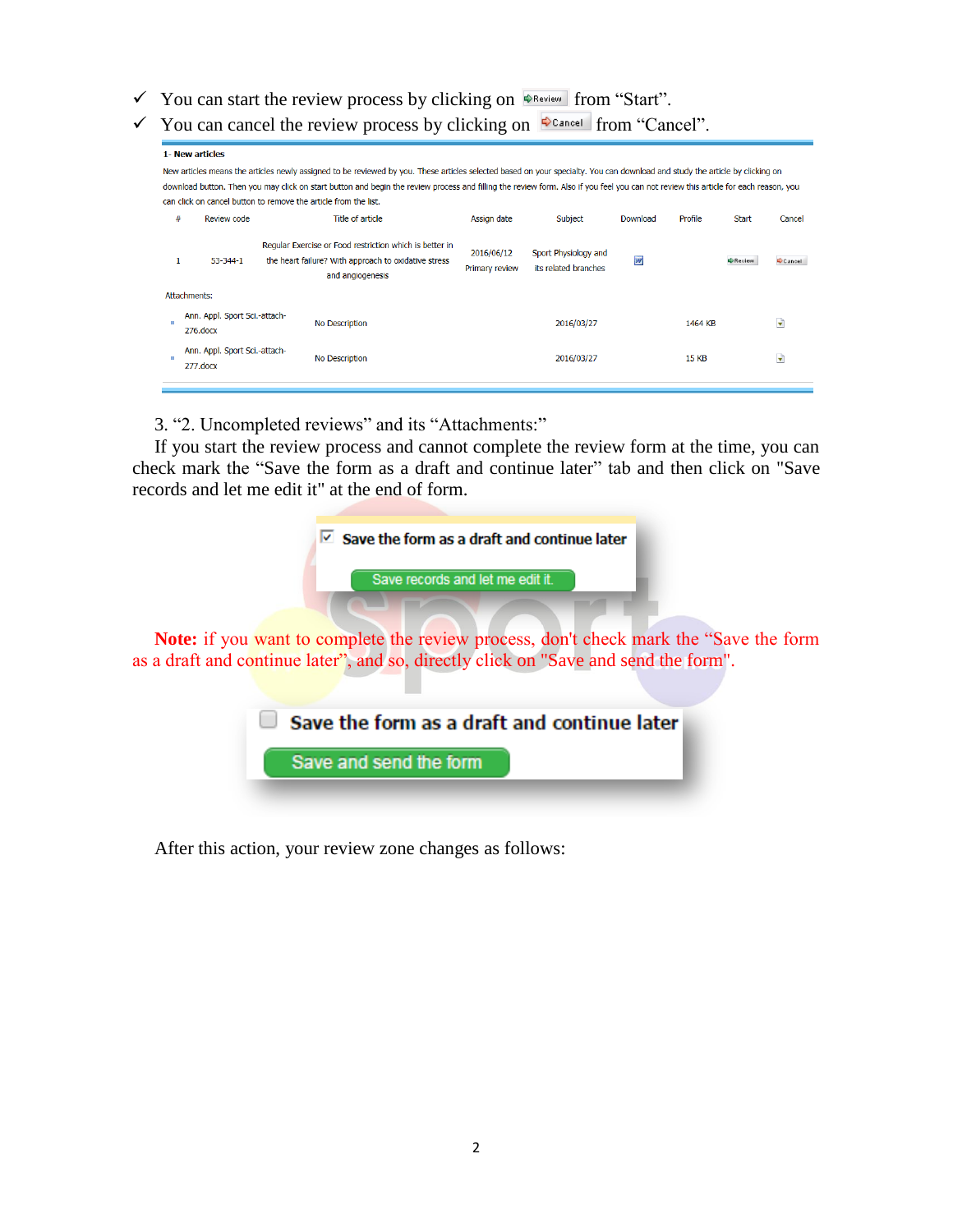- ✓ You can start the review process by clicking on Review from "Start".
- ✓ You can cancel the review process by clicking on Cancel from "Cancel".

**1- New articles**

New articles means the articles newly assigned to be reviewed by you. These articles selected based on your specialty. You can download and study the article by clicking on download button. Then you may click on start button and begin the review process and filling the review form. Also if you feel you can not review this article for each reason, you can click on cancel button to remove the article from the list.

| # | Review code | Title of article | Assign date | Subject | Download | Profile | Start | Cancel |
|---|---|---|---|---|---|---|---|---|
| 1 | 53-344-1 | Regular Exercise or Food restriction which is better in the heart failure? With approach to oxidative stress and angiogenesis | 2016/06/12 Primary review | Sport Physiology and its related branches | | | Review | Cancel |

Attachments:

| File | Description | Date | Size | |
|---|---|---|---|---|
| Ann. Appl. Sport Sci.-attach-276.docx | No Description | 2016/03/27 | 1464 KB | |
| Ann. Appl. Sport Sci.-attach-277.docx | No Description | 2016/03/27 | 15 KB | |

3. "2. Uncompleted reviews" and its "Attachments:"

If you start the review process and cannot complete the review form at the time, you can check mark the "Save the form as a draft and continue later" tab and then click on "Save records and let me edit it" at the end of form.

☑ Save the form as a draft and continue later

Save records and let me edit it.

**Note:** if you want to complete the review process, don't check mark the "Save the form as a draft and continue later", and so, directly click on "Save and send the form".

☐ Save the form as a draft and continue later

Save and send the form

After this action, your review zone changes as follows: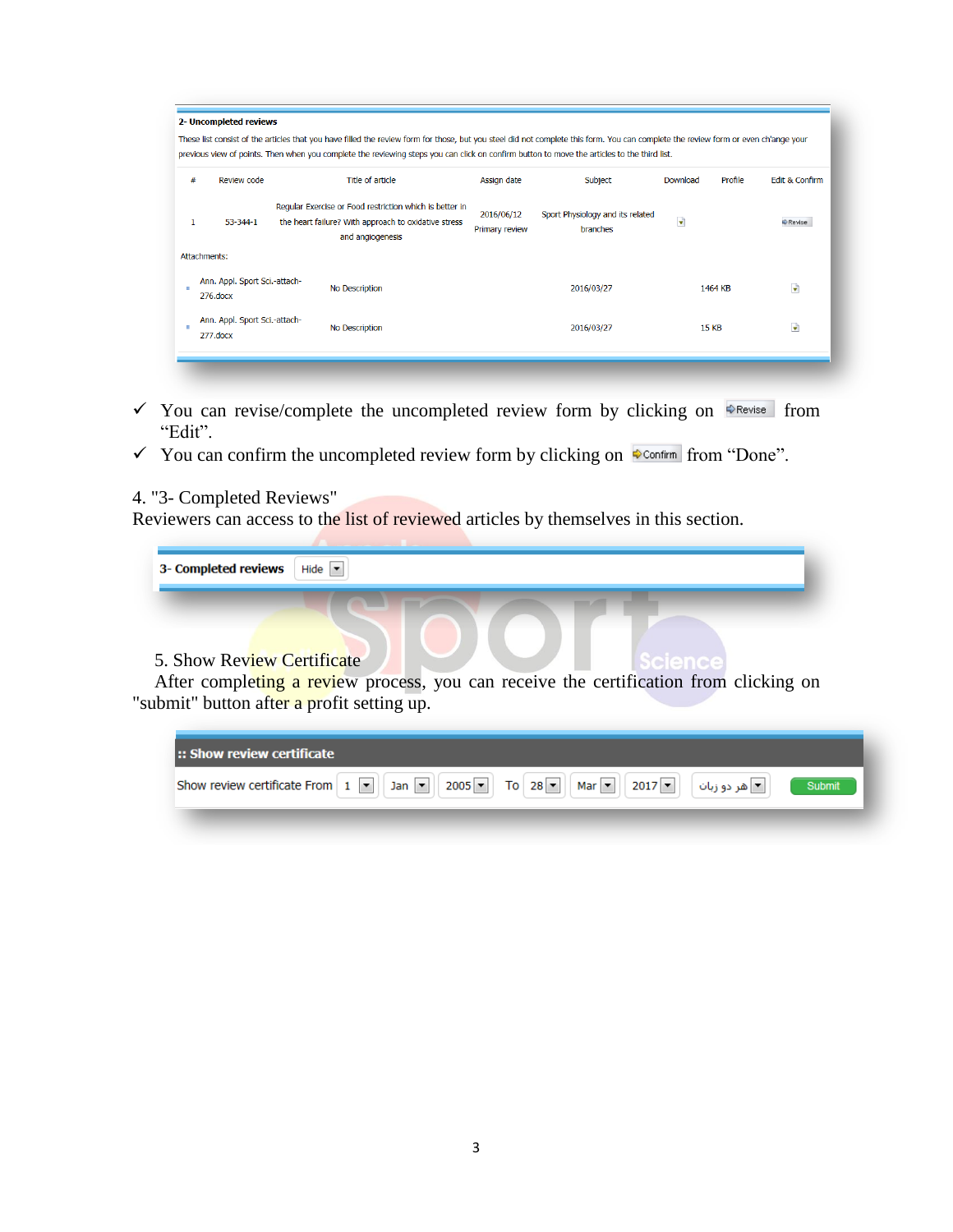**2- Uncompleted reviews**

These list consist of the articles that you have filled the review form for those, but you steel did not complete this form. You can complete the review form or even ch'ange your previous view of points. Then when you complete the reviewing steps you can click on confirm button to move the articles to the third list.

| # | Review code | Title of article | Assign date | Subject | Download | Profile | Edit & Confirm |
|---|---|---|---|---|---|---|---|
| 1 | 53-344-1 | Regular Exercise or Food restriction which is better in the heart failure? With approach to oxidative stress and angiogenesis | 2016/06/12 Primary review | Sport Physiology and its related branches | | | Revise |

Attachments:

| | | | | |
|---|---|---|---|---|
| Ann. Appl. Sport Sci.-attach-276.docx | No Description | 2016/03/27 | 1464 KB | |
| Ann. Appl. Sport Sci.-attach-277.docx | No Description | 2016/03/27 | 15 KB | |

- ✓ You can revise/complete the uncompleted review form by clicking on Revise from "Edit".
- ✓ You can confirm the uncompleted review form by clicking on Confirm from "Done".

4. "3- Completed Reviews"

Reviewers can access to the list of reviewed articles by themselves in this section.

**3- Completed reviews** Hide

5. Show Review Certificate

After completing a review process, you can receive the certification from clicking on "submit" button after a profit setting up.

**:: Show review certificate**

Show review certificate From 1 Jan 2005 To 28 Mar 2017 هر دو زبان Submit